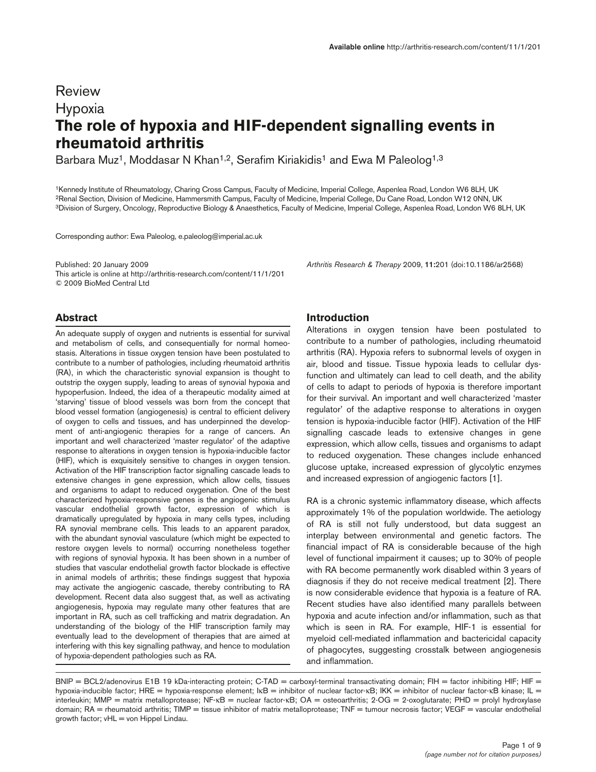Review

Hypoxia

# The role of hypoxia and HIF-dependent signalling events in rheumatoid arthritis

Barbara Muz[1], Moddasar N Khan[1,2], Serafim Kiriakidis[1] and Ewa M Paleolog[1,3]

[1]Kennedy Institute of Rheumatology, Charing Cross Campus, Faculty of Medicine, Imperial College, Aspenlea Road, London W6 8LH, UK
[2]Renal Section, Division of Medicine, Hammersmith Campus, Faculty of Medicine, Imperial College, Du Cane Road, London W12 0NN, UK
[3]Division of Surgery, Oncology, Reproductive Biology & Anaesthetics, Faculty of Medicine, Imperial College, Aspenlea Road, London W6 8LH, UK

Corresponding author: Ewa Paleolog, e.paleolog@imperial.ac.uk

Published: 20 January 2009
This article is online at http://arthritis-research.com/content/11/1/201
© 2009 BioMed Central Ltd

*Arthritis Research & Therapy* 2009, **11**:201 (doi:10.1186/ar2568)

## Abstract

An adequate supply of oxygen and nutrients is essential for survival and metabolism of cells, and consequentially for normal homeostasis. Alterations in tissue oxygen tension have been postulated to contribute to a number of pathologies, including rheumatoid arthritis (RA), in which the characteristic synovial expansion is thought to outstrip the oxygen supply, leading to areas of synovial hypoxia and hypoperfusion. Indeed, the idea of a therapeutic modality aimed at 'starving' tissue of blood vessels was born from the concept that blood vessel formation (angiogenesis) is central to efficient delivery of oxygen to cells and tissues, and has underpinned the development of anti-angiogenic therapies for a range of cancers. An important and well characterized 'master regulator' of the adaptive response to alterations in oxygen tension is hypoxia-inducible factor (HIF), which is exquisitely sensitive to changes in oxygen tension. Activation of the HIF transcription factor signalling cascade leads to extensive changes in gene expression, which allow cells, tissues and organisms to adapt to reduced oxygenation. One of the best characterized hypoxia-responsive genes is the angiogenic stimulus vascular endothelial growth factor, expression of which is dramatically upregulated by hypoxia in many cells types, including RA synovial membrane cells. This leads to an apparent paradox, with the abundant synovial vasculature (which might be expected to restore oxygen levels to normal) occurring nonetheless together with regions of synovial hypoxia. It has been shown in a number of studies that vascular endothelial growth factor blockade is effective in animal models of arthritis; these findings suggest that hypoxia may activate the angiogenic cascade, thereby contributing to RA development. Recent data also suggest that, as well as activating angiogenesis, hypoxia may regulate many other features that are important in RA, such as cell trafficking and matrix degradation. An understanding of the biology of the HIF transcription family may eventually lead to the development of therapies that are aimed at interfering with this key signalling pathway, and hence to modulation of hypoxia-dependent pathologies such as RA.

## Introduction

Alterations in oxygen tension have been postulated to contribute to a number of pathologies, including rheumatoid arthritis (RA). Hypoxia refers to subnormal levels of oxygen in air, blood and tissue. Tissue hypoxia leads to cellular dysfunction and ultimately can lead to cell death, and the ability of cells to adapt to periods of hypoxia is therefore important for their survival. An important and well characterized 'master regulator' of the adaptive response to alterations in oxygen tension is hypoxia-inducible factor (HIF). Activation of the HIF signalling cascade leads to extensive changes in gene expression, which allow cells, tissues and organisms to adapt to reduced oxygenation. These changes include enhanced glucose uptake, increased expression of glycolytic enzymes and increased expression of angiogenic factors [1].

RA is a chronic systemic inflammatory disease, which affects approximately 1% of the population worldwide. The aetiology of RA is still not fully understood, but data suggest an interplay between environmental and genetic factors. The financial impact of RA is considerable because of the high level of functional impairment it causes; up to 30% of people with RA become permanently work disabled within 3 years of diagnosis if they do not receive medical treatment [2]. There is now considerable evidence that hypoxia is a feature of RA. Recent studies have also identified many parallels between hypoxia and acute infection and/or inflammation, such as that which is seen in RA. For example, HIF-1 is essential for myeloid cell-mediated inflammation and bactericidal capacity of phagocytes, suggesting crosstalk between angiogenesis and inflammation.

BNIP = BCL2/adenovirus E1B 19 kDa-interacting protein; C-TAD = carboxyl-terminal transactivating domain; FIH = factor inhibiting HIF; HIF = hypoxia-inducible factor; HRE = hypoxia-response element; IκB = inhibitor of nuclear factor-κB; IKK = inhibitor of nuclear factor-κB kinase; IL = interleukin; MMP = matrix metalloprotease; NF-κB = nuclear factor-κB; OA = osteoarthritis; 2-OG = 2-oxoglutarate; PHD = prolyl hydroxylase domain; RA = rheumatoid arthritis; TIMP = tissue inhibitor of matrix metalloprotease; TNF = tumour necrosis factor; VEGF = vascular endothelial growth factor; vHL = von Hippel Lindau.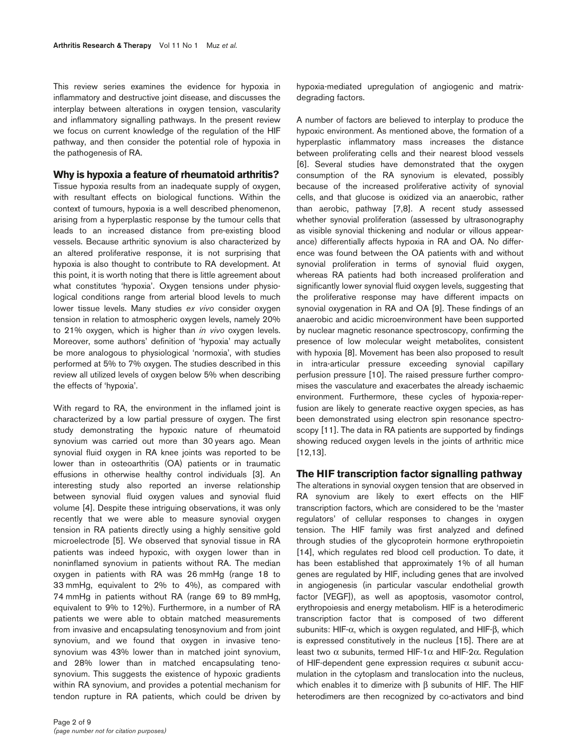This review series examines the evidence for hypoxia in inflammatory and destructive joint disease, and discusses the interplay between alterations in oxygen tension, vascularity and inflammatory signalling pathways. In the present review we focus on current knowledge of the regulation of the HIF pathway, and then consider the potential role of hypoxia in the pathogenesis of RA.

## Why is hypoxia a feature of rheumatoid arthritis?

Tissue hypoxia results from an inadequate supply of oxygen, with resultant effects on biological functions. Within the context of tumours, hypoxia is a well described phenomenon, arising from a hyperplastic response by the tumour cells that leads to an increased distance from pre-existing blood vessels. Because arthritic synovium is also characterized by an altered proliferative response, it is not surprising that hypoxia is also thought to contribute to RA development. At this point, it is worth noting that there is little agreement about what constitutes 'hypoxia'. Oxygen tensions under physiological conditions range from arterial blood levels to much lower tissue levels. Many studies *ex vivo* consider oxygen tension in relation to atmospheric oxygen levels, namely 20% to 21% oxygen, which is higher than *in vivo* oxygen levels. Moreover, some authors' definition of 'hypoxia' may actually be more analogous to physiological 'normoxia', with studies performed at 5% to 7% oxygen. The studies described in this review all utilized levels of oxygen below 5% when describing the effects of 'hypoxia'.

With regard to RA, the environment in the inflamed joint is characterized by a low partial pressure of oxygen. The first study demonstrating the hypoxic nature of rheumatoid synovium was carried out more than 30 years ago. Mean synovial fluid oxygen in RA knee joints was reported to be lower than in osteoarthritis (OA) patients or in traumatic effusions in otherwise healthy control individuals [3]. An interesting study also reported an inverse relationship between synovial fluid oxygen values and synovial fluid volume [4]. Despite these intriguing observations, it was only recently that we were able to measure synovial oxygen tension in RA patients directly using a highly sensitive gold microelectrode [5]. We observed that synovial tissue in RA patients was indeed hypoxic, with oxygen lower than in noninflamed synovium in patients without RA. The median oxygen in patients with RA was 26 mmHg (range 18 to 33 mmHg, equivalent to 2% to 4%), as compared with 74 mmHg in patients without RA (range 69 to 89 mmHg, equivalent to 9% to 12%). Furthermore, in a number of RA patients we were able to obtain matched measurements from invasive and encapsulating tenosynovium and from joint synovium, and we found that oxygen in invasive tenosynovium was 43% lower than in matched joint synovium, and 28% lower than in matched encapsulating tenosynovium. This suggests the existence of hypoxic gradients within RA synovium, and provides a potential mechanism for tendon rupture in RA patients, which could be driven by hypoxia-mediated upregulation of angiogenic and matrix-degrading factors.

A number of factors are believed to interplay to produce the hypoxic environment. As mentioned above, the formation of a hyperplastic inflammatory mass increases the distance between proliferating cells and their nearest blood vessels [6]. Several studies have demonstrated that the oxygen consumption of the RA synovium is elevated, possibly because of the increased proliferative activity of synovial cells, and that glucose is oxidized via an anaerobic, rather than aerobic, pathway [7,8]. A recent study assessed whether synovial proliferation (assessed by ultrasonography as visible synovial thickening and nodular or villous appearance) differentially affects hypoxia in RA and OA. No difference was found between the OA patients with and without synovial proliferation in terms of synovial fluid oxygen, whereas RA patients had both increased proliferation and significantly lower synovial fluid oxygen levels, suggesting that the proliferative response may have different impacts on synovial oxygenation in RA and OA [9]. These findings of an anaerobic and acidic microenvironment have been supported by nuclear magnetic resonance spectroscopy, confirming the presence of low molecular weight metabolites, consistent with hypoxia [8]. Movement has been also proposed to result in intra-articular pressure exceeding synovial capillary perfusion pressure [10]. The raised pressure further compromises the vasculature and exacerbates the already ischaemic environment. Furthermore, these cycles of hypoxia-reperfusion are likely to generate reactive oxygen species, as has been demonstrated using electron spin resonance spectroscopy [11]. The data in RA patients are supported by findings showing reduced oxygen levels in the joints of arthritic mice [12,13].

## The HIF transcription factor signalling pathway

The alterations in synovial oxygen tension that are observed in RA synovium are likely to exert effects on the HIF transcription factors, which are considered to be the 'master regulators' of cellular responses to changes in oxygen tension. The HIF family was first analyzed and defined through studies of the glycoprotein hormone erythropoietin [14], which regulates red blood cell production. To date, it has been established that approximately 1% of all human genes are regulated by HIF, including genes that are involved in angiogenesis (in particular vascular endothelial growth factor [VEGF]), as well as apoptosis, vasomotor control, erythropoiesis and energy metabolism. HIF is a heterodimeric transcription factor that is composed of two different subunits: HIF-$\alpha$, which is oxygen regulated, and HIF-$\beta$, which is expressed constitutively in the nucleus [15]. There are at least two $\alpha$ subunits, termed HIF-1$\alpha$ and HIF-2$\alpha$. Regulation of HIF-dependent gene expression requires $\alpha$ subunit accumulation in the cytoplasm and translocation into the nucleus, which enables it to dimerize with $\beta$ subunits of HIF. The HIF heterodimers are then recognized by co-activators and bind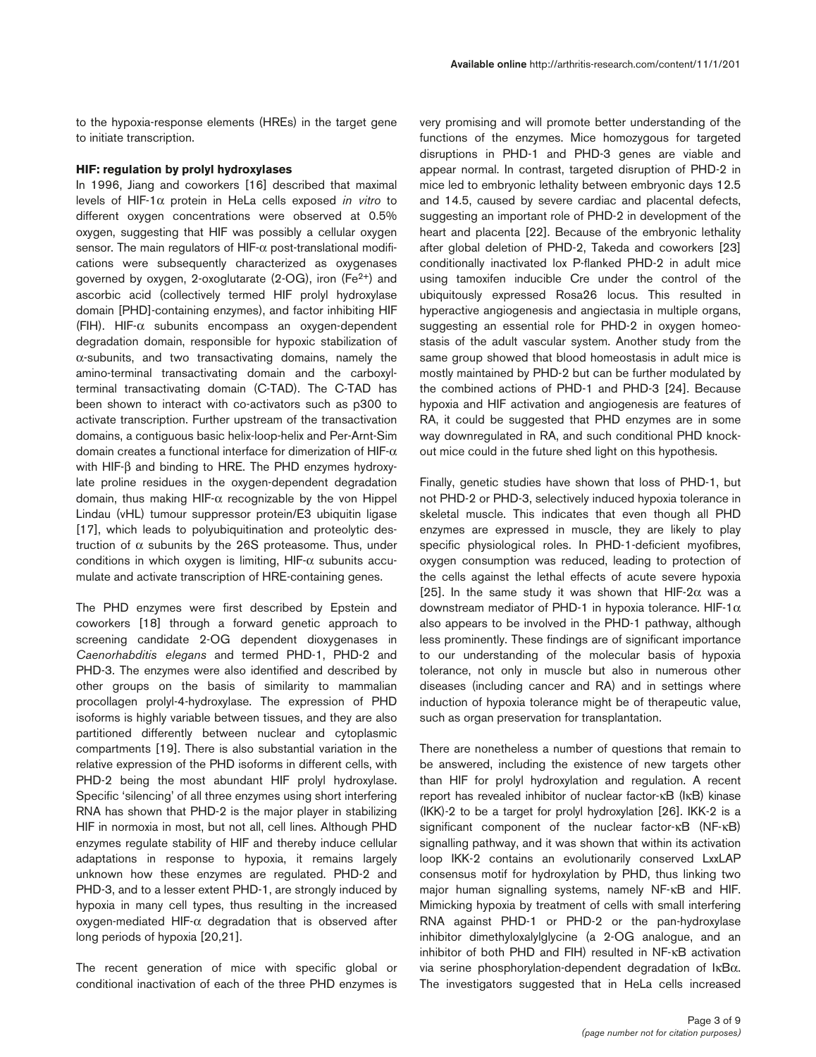to the hypoxia-response elements (HREs) in the target gene to initiate transcription.

### HIF: regulation by prolyl hydroxylases

In 1996, Jiang and coworkers [16] described that maximal levels of HIF-1α protein in HeLa cells exposed *in vitro* to different oxygen concentrations were observed at 0.5% oxygen, suggesting that HIF was possibly a cellular oxygen sensor. The main regulators of HIF-α post-translational modifications were subsequently characterized as oxygenases governed by oxygen, 2-oxoglutarate (2-OG), iron ($Fe^{2+}$) and ascorbic acid (collectively termed HIF prolyl hydroxylase domain [PHD]-containing enzymes), and factor inhibiting HIF (FIH). HIF-α subunits encompass an oxygen-dependent degradation domain, responsible for hypoxic stabilization of α-subunits, and two transactivating domains, namely the amino-terminal transactivating domain and the carboxyl-terminal transactivating domain (C-TAD). The C-TAD has been shown to interact with co-activators such as p300 to activate transcription. Further upstream of the transactivation domains, a contiguous basic helix-loop-helix and Per-Arnt-Sim domain creates a functional interface for dimerization of HIF-α with HIF-β and binding to HRE. The PHD enzymes hydroxylate proline residues in the oxygen-dependent degradation domain, thus making HIF-α recognizable by the von Hippel Lindau (vHL) tumour suppressor protein/E3 ubiquitin ligase [17], which leads to polyubiquitination and proteolytic destruction of α subunits by the 26S proteasome. Thus, under conditions in which oxygen is limiting, HIF-α subunits accumulate and activate transcription of HRE-containing genes.

The PHD enzymes were first described by Epstein and coworkers [18] through a forward genetic approach to screening candidate 2-OG dependent dioxygenases in *Caenorhabditis elegans* and termed PHD-1, PHD-2 and PHD-3. The enzymes were also identified and described by other groups on the basis of similarity to mammalian procollagen prolyl-4-hydroxylase. The expression of PHD isoforms is highly variable between tissues, and they are also partitioned differently between nuclear and cytoplasmic compartments [19]. There is also substantial variation in the relative expression of the PHD isoforms in different cells, with PHD-2 being the most abundant HIF prolyl hydroxylase. Specific 'silencing' of all three enzymes using short interfering RNA has shown that PHD-2 is the major player in stabilizing HIF in normoxia in most, but not all, cell lines. Although PHD enzymes regulate stability of HIF and thereby induce cellular adaptations in response to hypoxia, it remains largely unknown how these enzymes are regulated. PHD-2 and PHD-3, and to a lesser extent PHD-1, are strongly induced by hypoxia in many cell types, thus resulting in the increased oxygen-mediated HIF-α degradation that is observed after long periods of hypoxia [20,21].

The recent generation of mice with specific global or conditional inactivation of each of the three PHD enzymes is very promising and will promote better understanding of the functions of the enzymes. Mice homozygous for targeted disruptions in PHD-1 and PHD-3 genes are viable and appear normal. In contrast, targeted disruption of PHD-2 in mice led to embryonic lethality between embryonic days 12.5 and 14.5, caused by severe cardiac and placental defects, suggesting an important role of PHD-2 in development of the heart and placenta [22]. Because of the embryonic lethality after global deletion of PHD-2, Takeda and coworkers [23] conditionally inactivated lox P-flanked PHD-2 in adult mice using tamoxifen inducible Cre under the control of the ubiquitously expressed Rosa26 locus. This resulted in hyperactive angiogenesis and angiectasia in multiple organs, suggesting an essential role for PHD-2 in oxygen homeostasis of the adult vascular system. Another study from the same group showed that blood homeostasis in adult mice is mostly maintained by PHD-2 but can be further modulated by the combined actions of PHD-1 and PHD-3 [24]. Because hypoxia and HIF activation and angiogenesis are features of RA, it could be suggested that PHD enzymes are in some way downregulated in RA, and such conditional PHD knockout mice could in the future shed light on this hypothesis.

Finally, genetic studies have shown that loss of PHD-1, but not PHD-2 or PHD-3, selectively induced hypoxia tolerance in skeletal muscle. This indicates that even though all PHD enzymes are expressed in muscle, they are likely to play specific physiological roles. In PHD-1-deficient myofibres, oxygen consumption was reduced, leading to protection of the cells against the lethal effects of acute severe hypoxia [25]. In the same study it was shown that HIF-2α was a downstream mediator of PHD-1 in hypoxia tolerance. HIF-1α also appears to be involved in the PHD-1 pathway, although less prominently. These findings are of significant importance to our understanding of the molecular basis of hypoxia tolerance, not only in muscle but also in numerous other diseases (including cancer and RA) and in settings where induction of hypoxia tolerance might be of therapeutic value, such as organ preservation for transplantation.

There are nonetheless a number of questions that remain to be answered, including the existence of new targets other than HIF for prolyl hydroxylation and regulation. A recent report has revealed inhibitor of nuclear factor-κB (IκB) kinase (IKK)-2 to be a target for prolyl hydroxylation [26]. IKK-2 is a significant component of the nuclear factor-κB (NF-κB) signalling pathway, and it was shown that within its activation loop IKK-2 contains an evolutionarily conserved LxxLAP consensus motif for hydroxylation by PHD, thus linking two major human signalling systems, namely NF-κB and HIF. Mimicking hypoxia by treatment of cells with small interfering RNA against PHD-1 or PHD-2 or the pan-hydroxylase inhibitor dimethyloxalylglycine (a 2-OG analogue, and an inhibitor of both PHD and FIH) resulted in NF-κB activation via serine phosphorylation-dependent degradation of IκBα. The investigators suggested that in HeLa cells increased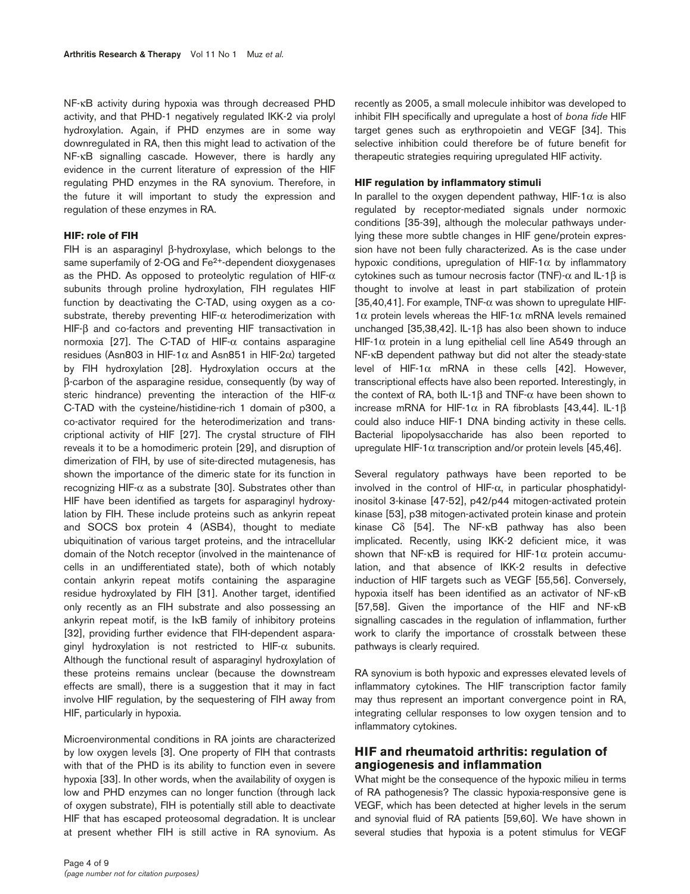NF-κB activity during hypoxia was through decreased PHD activity, and that PHD-1 negatively regulated IKK-2 via prolyl hydroxylation. Again, if PHD enzymes are in some way downregulated in RA, then this might lead to activation of the NF-κB signalling cascade. However, there is hardly any evidence in the current literature of expression of the HIF regulating PHD enzymes in the RA synovium. Therefore, in the future it will important to study the expression and regulation of these enzymes in RA.

### HIF: role of FIH

FIH is an asparaginyl β-hydroxylase, which belongs to the same superfamily of 2-OG and $Fe^{2+}$-dependent dioxygenases as the PHD. As opposed to proteolytic regulation of HIF-α subunits through proline hydroxylation, FIH regulates HIF function by deactivating the C-TAD, using oxygen as a co-substrate, thereby preventing HIF-α heterodimerization with HIF-β and co-factors and preventing HIF transactivation in normoxia [27]. The C-TAD of HIF-α contains asparagine residues (Asn803 in HIF-1α and Asn851 in HIF-2α) targeted by FIH hydroxylation [28]. Hydroxylation occurs at the β-carbon of the asparagine residue, consequently (by way of steric hindrance) preventing the interaction of the HIF-α C-TAD with the cysteine/histidine-rich 1 domain of p300, a co-activator required for the heterodimerization and transcriptional activity of HIF [27]. The crystal structure of FIH reveals it to be a homodimeric protein [29], and disruption of dimerization of FIH, by use of site-directed mutagenesis, has shown the importance of the dimeric state for its function in recognizing HIF-α as a substrate [30]. Substrates other than HIF have been identified as targets for asparaginyl hydroxylation by FIH. These include proteins such as ankyrin repeat and SOCS box protein 4 (ASB4), thought to mediate ubiquitination of various target proteins, and the intracellular domain of the Notch receptor (involved in the maintenance of cells in an undifferentiated state), both of which notably contain ankyrin repeat motifs containing the asparagine residue hydroxylated by FIH [31]. Another target, identified only recently as an FIH substrate and also possessing an ankyrin repeat motif, is the IκB family of inhibitory proteins [32], providing further evidence that FIH-dependent asparaginyl hydroxylation is not restricted to HIF-α subunits. Although the functional result of asparaginyl hydroxylation of these proteins remains unclear (because the downstream effects are small), there is a suggestion that it may in fact involve HIF regulation, by the sequestering of FIH away from HIF, particularly in hypoxia.

Microenvironmental conditions in RA joints are characterized by low oxygen levels [3]. One property of FIH that contrasts with that of the PHD is its ability to function even in severe hypoxia [33]. In other words, when the availability of oxygen is low and PHD enzymes can no longer function (through lack of oxygen substrate), FIH is potentially still able to deactivate HIF that has escaped proteosomal degradation. It is unclear at present whether FIH is still active in RA synovium. As recently as 2005, a small molecule inhibitor was developed to inhibit FIH specifically and upregulate a host of *bona fide* HIF target genes such as erythropoietin and VEGF [34]. This selective inhibition could therefore be of future benefit for therapeutic strategies requiring upregulated HIF activity.

### HIF regulation by inflammatory stimuli

In parallel to the oxygen dependent pathway, HIF-1α is also regulated by receptor-mediated signals under normoxic conditions [35-39], although the molecular pathways underlying these more subtle changes in HIF gene/protein expression have not been fully characterized. As is the case under hypoxic conditions, upregulation of HIF-1α by inflammatory cytokines such as tumour necrosis factor (TNF)-α and IL-1β is thought to involve at least in part stabilization of protein [35,40,41]. For example, TNF-α was shown to upregulate HIF-1α protein levels whereas the HIF-1α mRNA levels remained unchanged [35,38,42]. IL-1β has also been shown to induce HIF-1α protein in a lung epithelial cell line A549 through an NF-κB dependent pathway but did not alter the steady-state level of HIF-1α mRNA in these cells [42]. However, transcriptional effects have also been reported. Interestingly, in the context of RA, both IL-1β and TNF-α have been shown to increase mRNA for HIF-1α in RA fibroblasts [43,44]. IL-1β could also induce HIF-1 DNA binding activity in these cells. Bacterial lipopolysaccharide has also been reported to upregulate HIF-1α transcription and/or protein levels [45,46].

Several regulatory pathways have been reported to be involved in the control of HIF-α, in particular phosphatidylinositol 3-kinase [47-52], p42/p44 mitogen-activated protein kinase [53], p38 mitogen-activated protein kinase and protein kinase Cδ [54]. The NF-κB pathway has also been implicated. Recently, using IKK-2 deficient mice, it was shown that NF-κB is required for HIF-1α protein accumulation, and that absence of IKK-2 results in defective induction of HIF targets such as VEGF [55,56]. Conversely, hypoxia itself has been identified as an activator of NF-κB [57,58]. Given the importance of the HIF and NF-κB signalling cascades in the regulation of inflammation, further work to clarify the importance of crosstalk between these pathways is clearly required.

RA synovium is both hypoxic and expresses elevated levels of inflammatory cytokines. The HIF transcription factor family may thus represent an important convergence point in RA, integrating cellular responses to low oxygen tension and to inflammatory cytokines.

## HIF and rheumatoid arthritis: regulation of angiogenesis and inflammation

What might be the consequence of the hypoxic milieu in terms of RA pathogenesis? The classic hypoxia-responsive gene is VEGF, which has been detected at higher levels in the serum and synovial fluid of RA patients [59,60]. We have shown in several studies that hypoxia is a potent stimulus for VEGF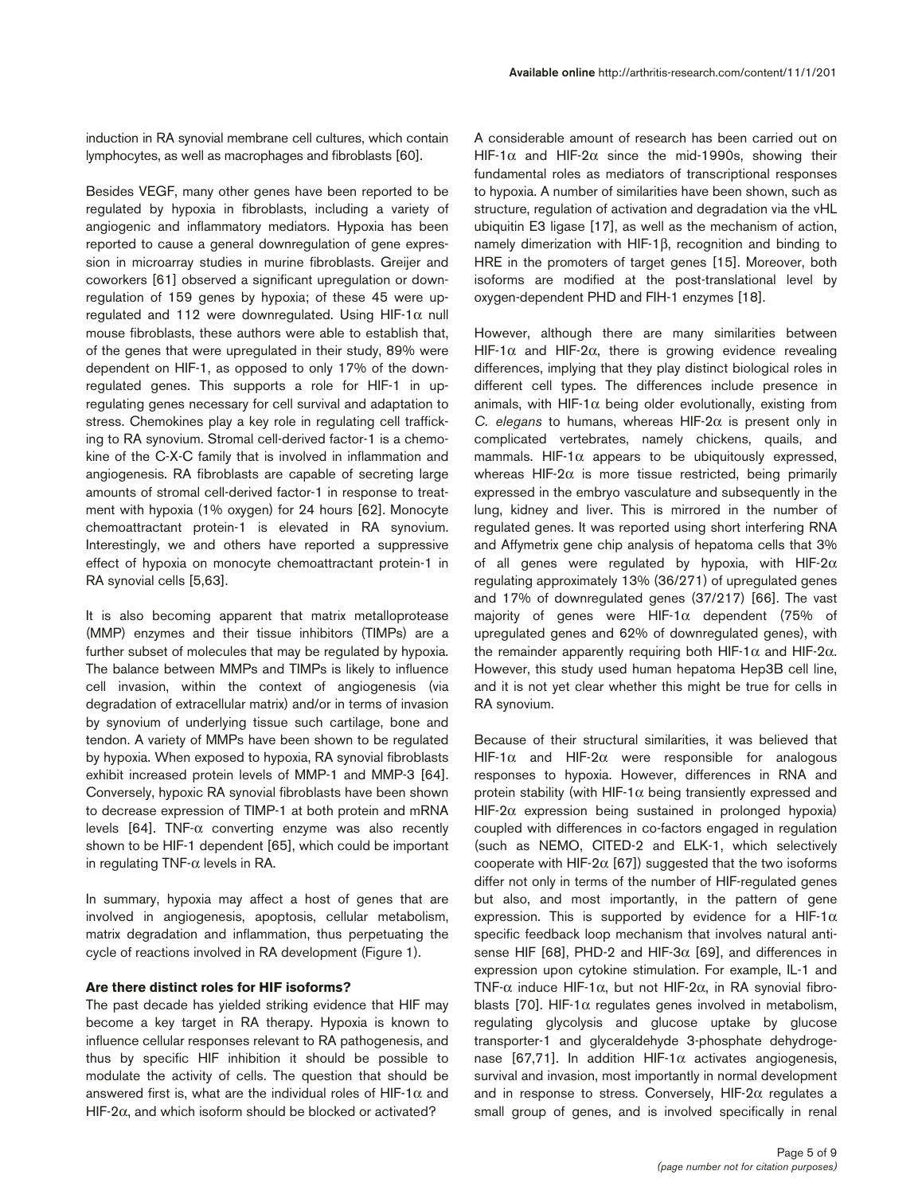induction in RA synovial membrane cell cultures, which contain lymphocytes, as well as macrophages and fibroblasts [60].

Besides VEGF, many other genes have been reported to be regulated by hypoxia in fibroblasts, including a variety of angiogenic and inflammatory mediators. Hypoxia has been reported to cause a general downregulation of gene expression in microarray studies in murine fibroblasts. Greijer and coworkers [61] observed a significant upregulation or downregulation of 159 genes by hypoxia; of these 45 were upregulated and 112 were downregulated. Using HIF-1α null mouse fibroblasts, these authors were able to establish that, of the genes that were upregulated in their study, 89% were dependent on HIF-1, as opposed to only 17% of the downregulated genes. This supports a role for HIF-1 in upregulating genes necessary for cell survival and adaptation to stress. Chemokines play a key role in regulating cell trafficking to RA synovium. Stromal cell-derived factor-1 is a chemokine of the C-X-C family that is involved in inflammation and angiogenesis. RA fibroblasts are capable of secreting large amounts of stromal cell-derived factor-1 in response to treatment with hypoxia (1% oxygen) for 24 hours [62]. Monocyte chemoattractant protein-1 is elevated in RA synovium. Interestingly, we and others have reported a suppressive effect of hypoxia on monocyte chemoattractant protein-1 in RA synovial cells [5,63].

It is also becoming apparent that matrix metalloprotease (MMP) enzymes and their tissue inhibitors (TIMPs) are a further subset of molecules that may be regulated by hypoxia. The balance between MMPs and TIMPs is likely to influence cell invasion, within the context of angiogenesis (via degradation of extracellular matrix) and/or in terms of invasion by synovium of underlying tissue such cartilage, bone and tendon. A variety of MMPs have been shown to be regulated by hypoxia. When exposed to hypoxia, RA synovial fibroblasts exhibit increased protein levels of MMP-1 and MMP-3 [64]. Conversely, hypoxic RA synovial fibroblasts have been shown to decrease expression of TIMP-1 at both protein and mRNA levels [64]. TNF-α converting enzyme was also recently shown to be HIF-1 dependent [65], which could be important in regulating TNF-α levels in RA.

In summary, hypoxia may affect a host of genes that are involved in angiogenesis, apoptosis, cellular metabolism, matrix degradation and inflammation, thus perpetuating the cycle of reactions involved in RA development (Figure 1).

### Are there distinct roles for HIF isoforms?

The past decade has yielded striking evidence that HIF may become a key target in RA therapy. Hypoxia is known to influence cellular responses relevant to RA pathogenesis, and thus by specific HIF inhibition it should be possible to modulate the activity of cells. The question that should be answered first is, what are the individual roles of HIF-1α and HIF-2α, and which isoform should be blocked or activated?

A considerable amount of research has been carried out on HIF-1α and HIF-2α since the mid-1990s, showing their fundamental roles as mediators of transcriptional responses to hypoxia. A number of similarities have been shown, such as structure, regulation of activation and degradation via the vHL ubiquitin E3 ligase [17], as well as the mechanism of action, namely dimerization with HIF-1β, recognition and binding to HRE in the promoters of target genes [15]. Moreover, both isoforms are modified at the post-translational level by oxygen-dependent PHD and FIH-1 enzymes [18].

However, although there are many similarities between HIF-1α and HIF-2α, there is growing evidence revealing differences, implying that they play distinct biological roles in different cell types. The differences include presence in animals, with HIF-1α being older evolutionally, existing from *C. elegans* to humans, whereas HIF-2α is present only in complicated vertebrates, namely chickens, quails, and mammals. HIF-1α appears to be ubiquitously expressed, whereas HIF-2α is more tissue restricted, being primarily expressed in the embryo vasculature and subsequently in the lung, kidney and liver. This is mirrored in the number of regulated genes. It was reported using short interfering RNA and Affymetrix gene chip analysis of hepatoma cells that 3% of all genes were regulated by hypoxia, with HIF-2α regulating approximately 13% (36/271) of upregulated genes and 17% of downregulated genes (37/217) [66]. The vast majority of genes were HIF-1α dependent (75% of upregulated genes and 62% of downregulated genes), with the remainder apparently requiring both HIF-1α and HIF-2α. However, this study used human hepatoma Hep3B cell line, and it is not yet clear whether this might be true for cells in RA synovium.

Because of their structural similarities, it was believed that HIF-1α and HIF-2α were responsible for analogous responses to hypoxia. However, differences in RNA and protein stability (with HIF-1α being transiently expressed and HIF-2α expression being sustained in prolonged hypoxia) coupled with differences in co-factors engaged in regulation (such as NEMO, CITED-2 and ELK-1, which selectively cooperate with HIF-2α [67]) suggested that the two isoforms differ not only in terms of the number of HIF-regulated genes but also, and most importantly, in the pattern of gene expression. This is supported by evidence for a HIF-1α specific feedback loop mechanism that involves natural antisense HIF [68], PHD-2 and HIF-3α [69], and differences in expression upon cytokine stimulation. For example, IL-1 and TNF-α induce HIF-1α, but not HIF-2α, in RA synovial fibroblasts [70]. HIF-1α regulates genes involved in metabolism, regulating glycolysis and glucose uptake by glucose transporter-1 and glyceraldehyde 3-phosphate dehydrogenase [67,71]. In addition HIF-1α activates angiogenesis, survival and invasion, most importantly in normal development and in response to stress. Conversely, HIF-2α regulates a small group of genes, and is involved specifically in renal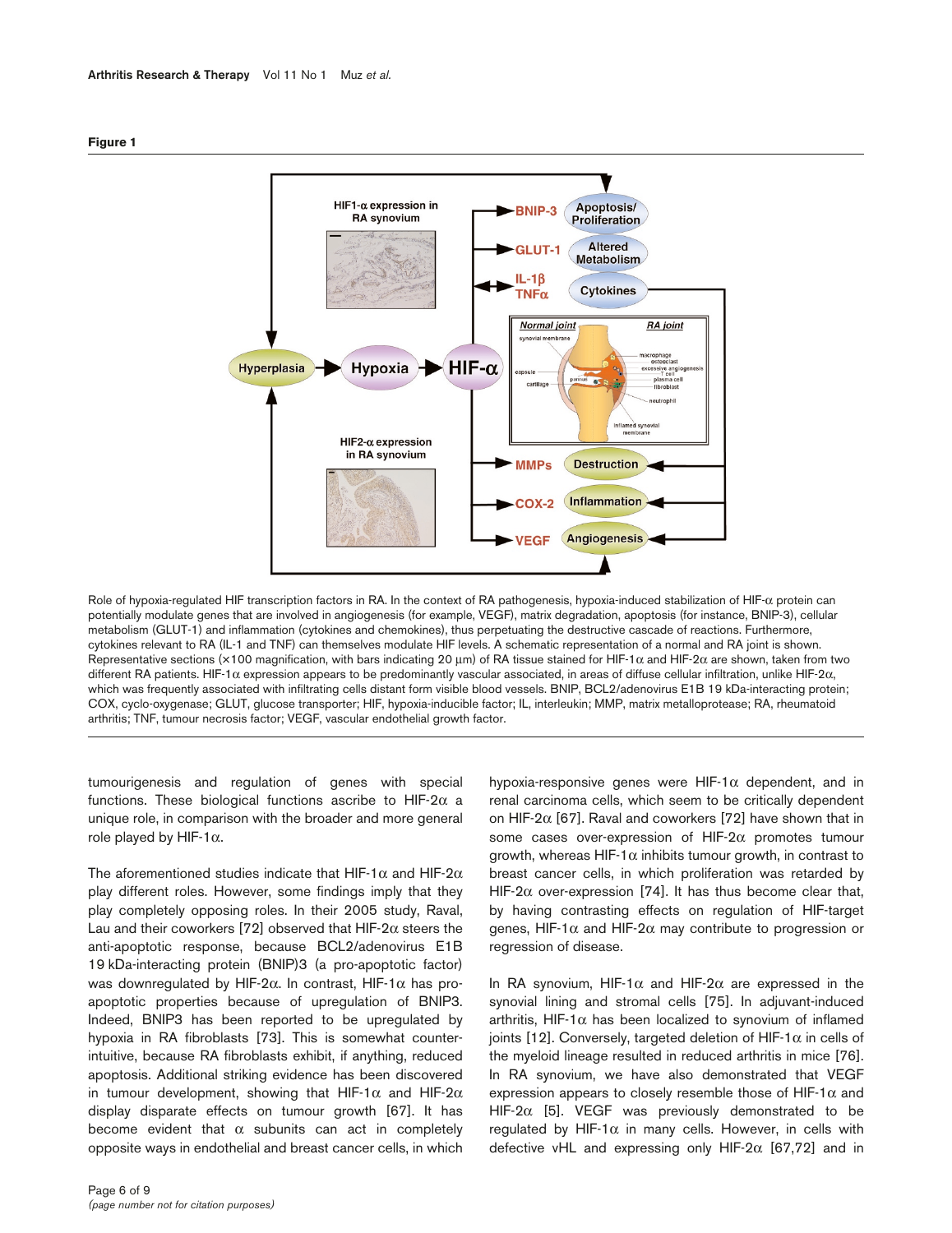**Figure 1**

Role of hypoxia-regulated HIF transcription factors in RA. In the context of RA pathogenesis, hypoxia-induced stabilization of HIF-α protein can potentially modulate genes that are involved in angiogenesis (for example, VEGF), matrix degradation, apoptosis (for instance, BNIP-3), cellular metabolism (GLUT-1) and inflammation (cytokines and chemokines), thus perpetuating the destructive cascade of reactions. Furthermore, cytokines relevant to RA (IL-1 and TNF) can themselves modulate HIF levels. A schematic representation of a normal and RA joint is shown. Representative sections (×100 magnification, with bars indicating 20 μm) of RA tissue stained for HIF-1α and HIF-2α are shown, taken from two different RA patients. HIF-1α expression appears to be predominantly vascular associated, in areas of diffuse cellular infiltration, unlike HIF-2α, which was frequently associated with infiltrating cells distant form visible blood vessels. BNIP, BCL2/adenovirus E1B 19 kDa-interacting protein; COX, cyclo-oxygenase; GLUT, glucose transporter; HIF, hypoxia-inducible factor; IL, interleukin; MMP, matrix metalloprotease; RA, rheumatoid arthritis; TNF, tumour necrosis factor; VEGF, vascular endothelial growth factor.

tumourigenesis and regulation of genes with special functions. These biological functions ascribe to HIF-2α a unique role, in comparison with the broader and more general role played by HIF-1α.

The aforementioned studies indicate that HIF-1α and HIF-2α play different roles. However, some findings imply that they play completely opposing roles. In their 2005 study, Raval, Lau and their coworkers [72] observed that HIF-2α steers the anti-apoptotic response, because BCL2/adenovirus E1B 19 kDa-interacting protein (BNIP)3 (a pro-apoptotic factor) was downregulated by HIF-2α. In contrast, HIF-1α has pro-apoptotic properties because of upregulation of BNIP3. Indeed, BNIP3 has been reported to be upregulated by hypoxia in RA fibroblasts [73]. This is somewhat counter-intuitive, because RA fibroblasts exhibit, if anything, reduced apoptosis. Additional striking evidence has been discovered in tumour development, showing that HIF-1α and HIF-2α display disparate effects on tumour growth [67]. It has become evident that α subunits can act in completely opposite ways in endothelial and breast cancer cells, in which hypoxia-responsive genes were HIF-1α dependent, and in renal carcinoma cells, which seem to be critically dependent on HIF-2α [67]. Raval and coworkers [72] have shown that in some cases over-expression of HIF-2α promotes tumour growth, whereas HIF-1α inhibits tumour growth, in contrast to breast cancer cells, in which proliferation was retarded by HIF-2α over-expression [74]. It has thus become clear that, by having contrasting effects on regulation of HIF-target genes, HIF-1α and HIF-2α may contribute to progression or regression of disease.

In RA synovium, HIF-1α and HIF-2α are expressed in the synovial lining and stromal cells [75]. In adjuvant-induced arthritis, HIF-1α has been localized to synovium of inflamed joints [12]. Conversely, targeted deletion of HIF-1α in cells of the myeloid lineage resulted in reduced arthritis in mice [76]. In RA synovium, we have also demonstrated that VEGF expression appears to closely resemble those of HIF-1α and HIF-2α [5]. VEGF was previously demonstrated to be regulated by HIF-1α in many cells. However, in cells with defective vHL and expressing only HIF-2α [67,72] and in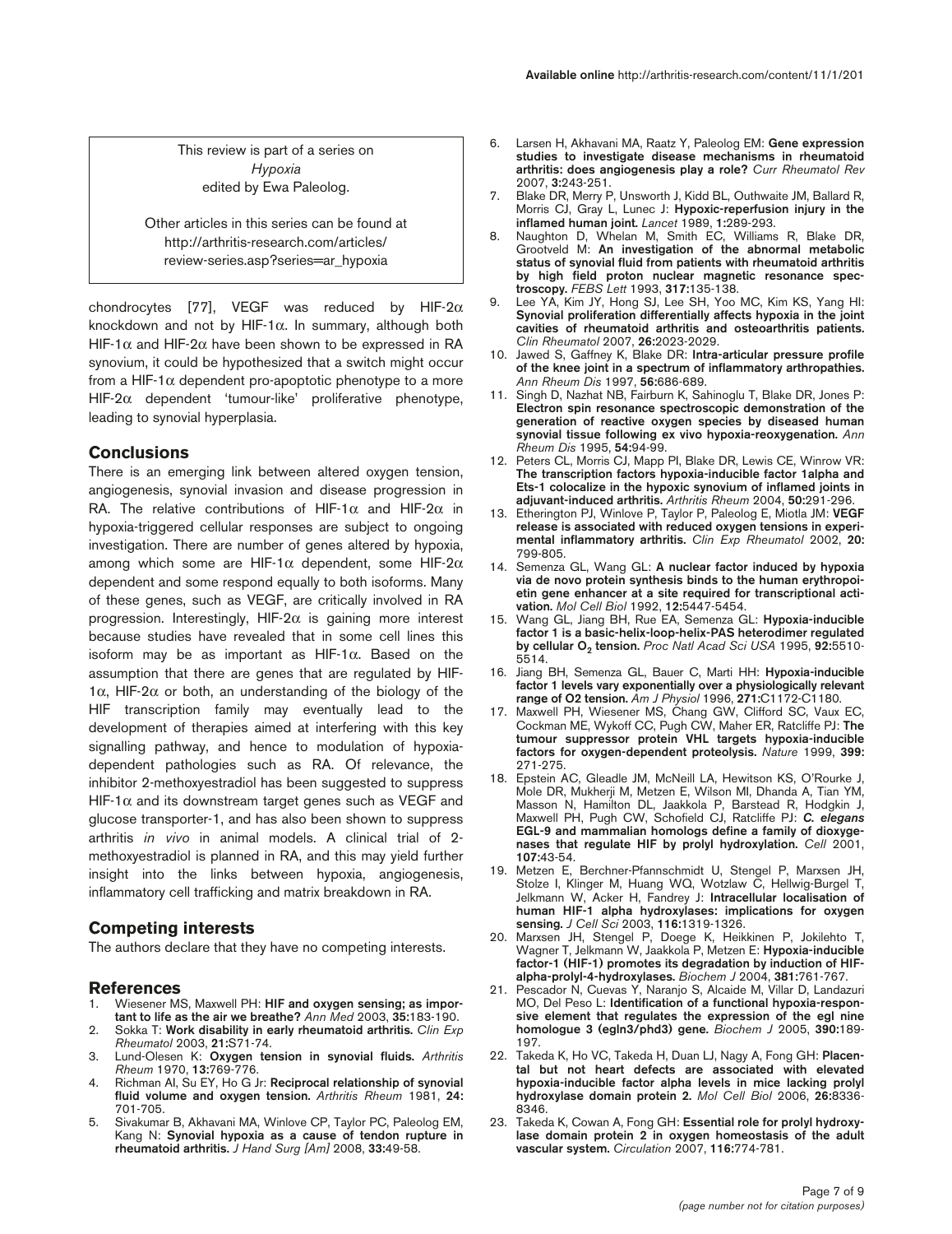This review is part of a series on *Hypoxia* edited by Ewa Paleolog.

Other articles in this series can be found at http://arthritis-research.com/articles/review-series.asp?series=ar_hypoxia

chondrocytes [77], VEGF was reduced by HIF-2α knockdown and not by HIF-1α. In summary, although both HIF-1α and HIF-2α have been shown to be expressed in RA synovium, it could be hypothesized that a switch might occur from a HIF-1α dependent pro-apoptotic phenotype to a more HIF-2α dependent 'tumour-like' proliferative phenotype, leading to synovial hyperplasia.

## Conclusions

There is an emerging link between altered oxygen tension, angiogenesis, synovial invasion and disease progression in RA. The relative contributions of HIF-1α and HIF-2α in hypoxia-triggered cellular responses are subject to ongoing investigation. There are number of genes altered by hypoxia, among which some are HIF-1α dependent, some HIF-2α dependent and some respond equally to both isoforms. Many of these genes, such as VEGF, are critically involved in RA progression. Interestingly, HIF-2α is gaining more interest because studies have revealed that in some cell lines this isoform may be as important as HIF-1α. Based on the assumption that there are genes that are regulated by HIF-1α, HIF-2α or both, an understanding of the biology of the HIF transcription family may eventually lead to the development of therapies aimed at interfering with this key signalling pathway, and hence to modulation of hypoxia-dependent pathologies such as RA. Of relevance, the inhibitor 2-methoxyestradiol has been suggested to suppress HIF-1α and its downstream target genes such as VEGF and glucose transporter-1, and has also been shown to suppress arthritis *in vivo* in animal models. A clinical trial of 2-methoxyestradiol is planned in RA, and this may yield further insight into the links between hypoxia, angiogenesis, inflammatory cell trafficking and matrix breakdown in RA.

## Competing interests

The authors declare that they have no competing interests.

## References

1. Wiesener MS, Maxwell PH: **HIF and oxygen sensing; as important to life as the air we breathe?** *Ann Med* 2003, **35:**183-190.
2. Sokka T: **Work disability in early rheumatoid arthritis.** *Clin Exp Rheumatol* 2003, **21:**S71-74.
3. Lund-Olesen K: **Oxygen tension in synovial fluids.** *Arthritis Rheum* 1970, **13:**769-776.
4. Richman AI, Su EY, Ho G Jr: **Reciprocal relationship of synovial fluid volume and oxygen tension.** *Arthritis Rheum* 1981, **24:** 701-705.
5. Sivakumar B, Akhavani MA, Winlove CP, Taylor PC, Paleolog EM, Kang N: **Synovial hypoxia as a cause of tendon rupture in rheumatoid arthritis.** *J Hand Surg [Am]* 2008, **33:**49-58.
6. Larsen H, Akhavani MA, Raatz Y, Paleolog EM: **Gene expression studies to investigate disease mechanisms in rheumatoid arthritis: does angiogenesis play a role?** *Curr Rheumatol Rev* 2007, **3:**243-251.
7. Blake DR, Merry P, Unsworth J, Kidd BL, Outhwaite JM, Ballard R, Morris CJ, Gray L, Lunec J: **Hypoxic-reperfusion injury in the inflamed human joint.** *Lancet* 1989, **1:**289-293.
8. Naughton D, Whelan M, Smith EC, Williams R, Blake DR, Grootveld M: **An investigation of the abnormal metabolic status of synovial fluid from patients with rheumatoid arthritis by high field proton nuclear magnetic resonance spectroscopy.** *FEBS Lett* 1993, **317:**135-138.
9. Lee YA, Kim JY, Hong SJ, Lee SH, Yoo MC, Kim KS, Yang HI: **Synovial proliferation differentially affects hypoxia in the joint cavities of rheumatoid arthritis and osteoarthritis patients.** *Clin Rheumatol* 2007, **26:**2023-2029.
10. Jawed S, Gaffney K, Blake DR: **Intra-articular pressure profile of the knee joint in a spectrum of inflammatory arthropathies.** *Ann Rheum Dis* 1997, **56:**686-689.
11. Singh D, Nazhat NB, Fairburn K, Sahinoglu T, Blake DR, Jones P: **Electron spin resonance spectroscopic demonstration of the generation of reactive oxygen species by diseased human synovial tissue following ex vivo hypoxia-reoxygenation.** *Ann Rheum Dis* 1995, **54:**94-99.
12. Peters CL, Morris CJ, Mapp PI, Blake DR, Lewis CE, Winrow VR: **The transcription factors hypoxia-inducible factor 1alpha and Ets-1 colocalize in the hypoxic synovium of inflamed joints in adjuvant-induced arthritis.** *Arthritis Rheum* 2004, **50:**291-296.
13. Etherington PJ, Winlove P, Taylor P, Paleolog E, Miotla JM: **VEGF release is associated with reduced oxygen tensions in experimental inflammatory arthritis.** *Clin Exp Rheumatol* 2002, **20:** 799-805.
14. Semenza GL, Wang GL: **A nuclear factor induced by hypoxia via de novo protein synthesis binds to the human erythropoietin gene enhancer at a site required for transcriptional activation.** *Mol Cell Biol* 1992, **12:**5447-5454.
15. Wang GL, Jiang BH, Rue EA, Semenza GL: **Hypoxia-inducible factor 1 is a basic-helix-loop-helix-PAS heterodimer regulated by cellular $O_2$ tension.** *Proc Natl Acad Sci USA* 1995, **92:**5510-5514.
16. Jiang BH, Semenza GL, Bauer C, Marti HH: **Hypoxia-inducible factor 1 levels vary exponentially over a physiologically relevant range of O2 tension.** *Am J Physiol* 1996, **271:**C1172-C1180.
17. Maxwell PH, Wiesener MS, Chang GW, Clifford SC, Vaux EC, Cockman ME, Wykoff CC, Pugh CW, Maher ER, Ratcliffe PJ: **The tumour suppressor protein VHL targets hypoxia-inducible factors for oxygen-dependent proteolysis.** *Nature* 1999, **399:** 271-275.
18. Epstein AC, Gleadle JM, McNeill LA, Hewitson KS, O'Rourke J, Mole DR, Mukherji M, Metzen E, Wilson MI, Dhanda A, Tian YM, Masson N, Hamilton DL, Jaakkola P, Barstead R, Hodgkin J, Maxwell PH, Pugh CW, Schofield CJ, Ratcliffe PJ: ***C. elegans* EGL-9 and mammalian homologs define a family of dioxygenases that regulate HIF by prolyl hydroxylation.** *Cell* 2001, **107:**43-54.
19. Metzen E, Berchner-Pfannschmidt U, Stengel P, Marxsen JH, Stolze I, Klinger M, Huang WQ, Wotzlaw C, Hellwig-Burgel T, Jelkmann W, Acker H, Fandrey J: **Intracellular localisation of human HIF-1 alpha hydroxylases: implications for oxygen sensing.** *J Cell Sci* 2003, **116:**1319-1326.
20. Marxsen JH, Stengel P, Doege K, Heikkinen P, Jokilehto T, Wagner T, Jelkmann W, Jaakkola P, Metzen E: **Hypoxia-inducible factor-1 (HIF-1) promotes its degradation by induction of HIF-alpha-prolyl-4-hydroxylases.** *Biochem J* 2004, **381:**761-767.
21. Pescador N, Cuevas Y, Naranjo S, Alcaide M, Villar D, Landazuri MO, Del Peso L: **Identification of a functional hypoxia-responsive element that regulates the expression of the egl nine homologue 3 (egln3/phd3) gene.** *Biochem J* 2005, **390:**189-197.
22. Takeda K, Ho VC, Takeda H, Duan LJ, Nagy A, Fong GH: **Placental but not heart defects are associated with elevated hypoxia-inducible factor alpha levels in mice lacking prolyl hydroxylase domain protein 2.** *Mol Cell Biol* 2006, **26:**8336-8346.
23. Takeda K, Cowan A, Fong GH: **Essential role for prolyl hydroxylase domain protein 2 in oxygen homeostasis of the adult vascular system.** *Circulation* 2007, **116:**774-781.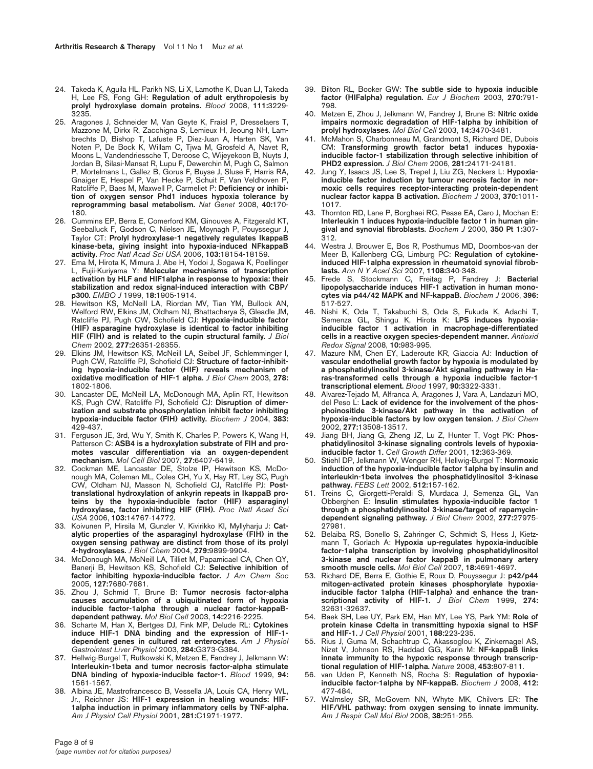24. Takeda K, Aguila HL, Parikh NS, Li X, Lamothe K, Duan LJ, Takeda H, Lee FS, Fong GH: **Regulation of adult erythropoiesis by prolyl hydroxylase domain proteins.** *Blood* 2008, **111:**3229-3235.
25. Aragones J, Schneider M, Van Geyte K, Fraisl P, Dresselaers T, Mazzone M, Dirkx R, Zacchigna S, Lemieux H, Jeoung NH, Lambrechts D, Bishop T, Lafuste P, Diez-Juan A, Harten SK, Van Noten P, De Bock K, Willam C, Tjwa M, Grosfeld A, Navet R, Moons L, Vandendriessche T, Deroose C, Wijeyekoon B, Nuyts J, Jordan B, Silasi-Mansat R, Lupu F, Dewerchin M, Pugh C, Salmon P, Mortelmans L, Gallez B, Gorus F, Buyse J, Sluse F, Harris RA, Gnaiger E, Hespel P, Van Hecke P, Schuit F, Van Veldhoven P, Ratcliffe P, Baes M, Maxwell P, Carmeliet P: **Deficiency or inhibition of oxygen sensor Phd1 induces hypoxia tolerance by reprogramming basal metabolism.** *Nat Genet* 2008, **40:**170-180.
26. Cummins EP, Berra E, Comerford KM, Ginouves A, Fitzgerald KT, Seeballuck F, Godson C, Nielsen JE, Moynagh P, Pouyssegur J, Taylor CT: **Prolyl hydroxylase-1 negatively regulates IkappaB kinase-beta, giving insight into hypoxia-induced NFkappaB activity.** *Proc Natl Acad Sci USA* 2006, **103:**18154-18159.
27. Ema M, Hirota K, Mimura J, Abe H, Yodoi J, Sogawa K, Poellinger L, Fujii-Kuriyama Y: **Molecular mechanisms of transcription activation by HLF and HIF1alpha in response to hypoxia: their stabilization and redox signal-induced interaction with CBP/p300.** *EMBO J* 1999, **18:**1905-1914.
28. Hewitson KS, McNeill LA, Riordan MV, Tian YM, Bullock AN, Welford RW, Elkins JM, Oldham NJ, Bhattacharya S, Gleadle JM, Ratcliffe PJ, Pugh CW, Schofield CJ: **Hypoxia-inducible factor (HIF) asparagine hydroxylase is identical to factor inhibiting HIF (FIH) and is related to the cupin structural family.** *J Biol Chem* 2002, **277:**26351-26355.
29. Elkins JM, Hewitson KS, McNeill LA, Seibel JF, Schlemminger I, Pugh CW, Ratcliffe PJ, Schofield CJ: **Structure of factor-inhibiting hypoxia-inducible factor (HIF) reveals mechanism of oxidative modification of HIF-1 alpha.** *J Biol Chem* 2003, **278:** 1802-1806.
30. Lancaster DE, McNeill LA, McDonough MA, Aplin RT, Hewitson KS, Pugh CW, Ratcliffe PJ, Schofield CJ: **Disruption of dimerization and substrate phosphorylation inhibit factor inhibiting hypoxia-inducible factor (FIH) activity.** *Biochem J* 2004, **383:** 429-437.
31. Ferguson JE, 3rd, Wu Y, Smith K, Charles P, Powers K, Wang H, Patterson C: **ASB4 is a hydroxylation substrate of FIH and promotes vascular differentiation via an oxygen-dependent mechanism.** *Mol Cell Biol* 2007, **27:**6407-6419.
32. Cockman ME, Lancaster DE, Stolze IP, Hewitson KS, McDonough MA, Coleman ML, Coles CH, Yu X, Hay RT, Ley SC, Pugh CW, Oldham NJ, Masson N, Schofield CJ, Ratcliffe PJ: **Posttranslational hydroxylation of ankyrin repeats in IkappaB proteins by the hypoxia-inducible factor (HIF) asparaginyl hydroxylase, factor inhibiting HIF (FIH).** *Proc Natl Acad Sci USA* 2006, **103:**14767-14772.
33. Koivunen P, Hirsila M, Gunzler V, Kivirikko KI, Myllyharju J: **Catalytic properties of the asparaginyl hydroxylase (FIH) in the oxygen sensing pathway are distinct from those of its prolyl 4-hydroxylases.** *J Biol Chem* 2004, **279:**9899-9904.
34. McDonough MA, McNeill LA, Tilliet M, Papamicael CA, Chen QY, Banerji B, Hewitson KS, Schofield CJ: **Selective inhibition of factor inhibiting hypoxia-inducible factor.** *J Am Chem Soc* 2005, **127:**7680-7681.
35. Zhou J, Schmid T, Brune B: **Tumor necrosis factor-alpha causes accumulation of a ubiquitinated form of hypoxia inducible factor-1alpha through a nuclear factor-kappaB-dependent pathway.** *Mol Biol Cell* 2003, **14:**2216-2225.
36. Scharte M, Han X, Bertges DJ, Fink MP, Delude RL: **Cytokines induce HIF-1 DNA binding and the expression of HIF-1-dependent genes in cultured rat enterocytes.** *Am J Physiol Gastrointest Liver Physiol* 2003, **284:**G373-G384.
37. Hellwig-Burgel T, Rutkowski K, Metzen E, Fandrey J, Jelkmann W: **Interleukin-1beta and tumor necrosis factor-alpha stimulate DNA binding of hypoxia-inducible factor-1.** *Blood* 1999, **94:** 1561-1567.
38. Albina JE, Mastrofrancesco B, Vessella JA, Louis CA, Henry WL, Jr., Reichner JS: **HIF-1 expression in healing wounds: HIF-1alpha induction in primary inflammatory cells by TNF-alpha.** *Am J Physiol Cell Physiol* 2001, **281:**C1971-1977.
39. Bilton RL, Booker GW: **The subtle side to hypoxia inducible factor (HIFalpha) regulation.** *Eur J Biochem* 2003, **270:**791-798.
40. Metzen E, Zhou J, Jelkmann W, Fandrey J, Brune B: **Nitric oxide impairs normoxic degradation of HIF-1alpha by inhibition of prolyl hydroxylases.** *Mol Biol Cell* 2003, **14:**3470-3481.
41. McMahon S, Charbonneau M, Grandmont S, Richard DE, Dubois CM: **Transforming growth factor beta1 induces hypoxia-inducible factor-1 stabilization through selective inhibition of PHD2 expression.** *J Biol Chem* 2006, **281:**24171-24181.
42. Jung Y, Isaacs JS, Lee S, Trepel J, Liu ZG, Neckers L: **Hypoxia-inducible factor induction by tumour necrosis factor in normoxic cells requires receptor-interacting protein-dependent nuclear factor kappa B activation.** *Biochem J* 2003, **370:**1011-1017.
43. Thornton RD, Lane P, Borghaei RC, Pease EA, Caro J, Mochan E: **Interleukin 1 induces hypoxia-inducible factor 1 in human gingival and synovial fibroblasts.** *Biochem J* 2000, **350 Pt 1:**307-312.
44. Westra J, Brouwer E, Bos R, Posthumus MD, Doornbos-van der Meer B, Kallenberg CG, Limburg PC: **Regulation of cytokine-induced HIF-1alpha expression in rheumatoid synovial fibroblasts.** *Ann N Y Acad Sci* 2007, **1108:**340-348.
45. Frede S, Stockmann C, Freitag P, Fandrey J: **Bacterial lipopolysaccharide induces HIF-1 activation in human monocytes via p44/42 MAPK and NF-kappaB.** *Biochem J* 2006, **396:** 517-527.
46. Nishi K, Oda T, Takabuchi S, Oda S, Fukuda K, Adachi T, Semenza GL, Shingu K, Hirota K: **LPS induces hypoxia-inducible factor 1 activation in macrophage-differentiated cells in a reactive oxygen species-dependent manner.** *Antioxid Redox Signal* 2008, **10:**983-995.
47. Mazure NM, Chen EY, Laderoute KR, Giaccia AJ: **Induction of vascular endothelial growth factor by hypoxia is modulated by a phosphatidylinositol 3-kinase/Akt signaling pathway in Ha-ras-transformed cells through a hypoxia inducible factor-1 transcriptional element.** *Blood* 1997, **90:**3322-3331.
48. Alvarez-Tejado M, Alfranca A, Aragones J, Vara A, Landazuri MO, del Peso L: **Lack of evidence for the involvement of the phosphoinositide 3-kinase/Akt pathway in the activation of hypoxia-inducible factors by low oxygen tension.** *J Biol Chem* 2002, **277:**13508-13517.
49. Jiang BH, Jiang G, Zheng JZ, Lu Z, Hunter T, Vogt PK: **Phosphatidylinositol 3-kinase signaling controls levels of hypoxia-inducible factor 1.** *Cell Growth Differ* 2001, **12:**363-369.
50. Stiehl DP, Jelkmann W, Wenger RH, Hellwig-Burgel T: **Normoxic induction of the hypoxia-inducible factor 1alpha by insulin and interleukin-1beta involves the phosphatidylinositol 3-kinase pathway.** *FEBS Lett* 2002, **512:**157-162.
51. Treins C, Giorgetti-Peraldi S, Murdaca J, Semenza GL, Van Obberghen E: **Insulin stimulates hypoxia-inducible factor 1 through a phosphatidylinositol 3-kinase/target of rapamycin-dependent signaling pathway.** *J Biol Chem* 2002, **277:**27975-27981.
52. Belaiba RS, Bonello S, Zahringer C, Schmidt S, Hess J, Kietzmann T, Gorlach A: **Hypoxia up-regulates hypoxia-inducible factor-1alpha transcription by involving phosphatidylinositol 3-kinase and nuclear factor kappaB in pulmonary artery smooth muscle cells.** *Mol Biol Cell* 2007, **18:**4691-4697.
53. Richard DE, Berra E, Gothie E, Roux D, Pouyssegur J: **p42/p44 mitogen-activated protein kinases phosphorylate hypoxia-inducible factor 1alpha (HIF-1alpha) and enhance the transcriptional activity of HIF-1.** *J Biol Chem* 1999, **274:** 32631-32637.
54. Baek SH, Lee UY, Park EM, Han MY, Lee YS, Park YM: **Role of protein kinase Cdelta in transmitting hypoxia signal to HSF and HIF-1.** *J Cell Physiol* 2001, **188:**223-235.
55. Rius J, Guma M, Schachtrup C, Akassoglou K, Zinkernagel AS, Nizet V, Johnson RS, Haddad GG, Karin M: **NF-kappaB links innate immunity to the hypoxic response through transcriptional regulation of HIF-1alpha.** *Nature* 2008, **453:**807-811.
56. van Uden P, Kenneth NS, Rocha S: **Regulation of hypoxia-inducible factor-1alpha by NF-kappaB.** *Biochem J* 2008, **412:** 477-484.
57. Walmsley SR, McGovern NN, Whyte MK, Chilvers ER: **The HIF/VHL pathway: from oxygen sensing to innate immunity.** *Am J Respir Cell Mol Biol* 2008, **38:**251-255.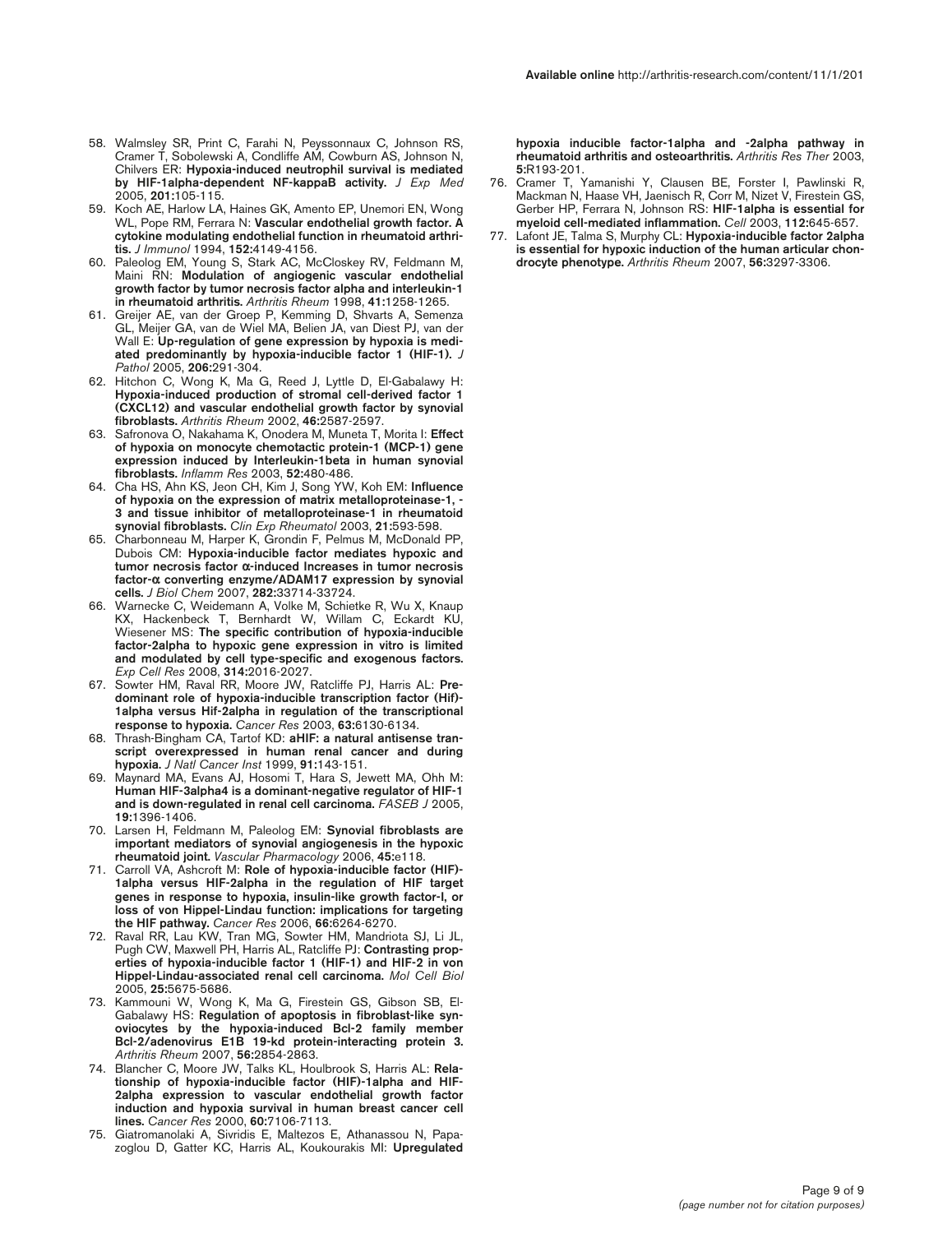58. Walmsley SR, Print C, Farahi N, Peyssonnaux C, Johnson RS, Cramer T, Sobolewski A, Condliffe AM, Cowburn AS, Johnson N, Chilvers ER: **Hypoxia-induced neutrophil survival is mediated by HIF-1alpha-dependent NF-kappaB activity.** *J Exp Med* 2005, **201:**105-115.
59. Koch AE, Harlow LA, Haines GK, Amento EP, Unemori EN, Wong WL, Pope RM, Ferrara N: **Vascular endothelial growth factor. A cytokine modulating endothelial function in rheumatoid arthritis.** *J Immunol* 1994, **152:**4149-4156.
60. Paleolog EM, Young S, Stark AC, McCloskey RV, Feldmann M, Maini RN: **Modulation of angiogenic vascular endothelial growth factor by tumor necrosis factor alpha and interleukin-1 in rheumatoid arthritis.** *Arthritis Rheum* 1998, **41:**1258-1265.
61. Greijer AE, van der Groep P, Kemming D, Shvarts A, Semenza GL, Meijer GA, van de Wiel MA, Belien JA, van Diest PJ, van der Wall E: **Up-regulation of gene expression by hypoxia is mediated predominantly by hypoxia-inducible factor 1 (HIF-1).** *J Pathol* 2005, **206:**291-304.
62. Hitchon C, Wong K, Ma G, Reed J, Lyttle D, El-Gabalawy H: **Hypoxia-induced production of stromal cell-derived factor 1 (CXCL12) and vascular endothelial growth factor by synovial fibroblasts.** *Arthritis Rheum* 2002, **46:**2587-2597.
63. Safronova O, Nakahama K, Onodera M, Muneta T, Morita I: **Effect of hypoxia on monocyte chemotactic protein-1 (MCP-1) gene expression induced by Interleukin-1beta in human synovial fibroblasts.** *Inflamm Res* 2003, **52:**480-486.
64. Cha HS, Ahn KS, Jeon CH, Kim J, Song YW, Koh EM: **Influence of hypoxia on the expression of matrix metalloproteinase-1, -3 and tissue inhibitor of metalloproteinase-1 in rheumatoid synovial fibroblasts.** *Clin Exp Rheumatol* 2003, **21:**593-598.
65. Charbonneau M, Harper K, Grondin F, Pelmus M, McDonald PP, Dubois CM: **Hypoxia-inducible factor mediates hypoxic and tumor necrosis factor α-induced Increases in tumor necrosis factor-α converting enzyme/ADAM17 expression by synovial cells.** *J Biol Chem* 2007, **282:**33714-33724.
66. Warnecke C, Weidemann A, Volke M, Schietke R, Wu X, Knaup KX, Hackenbeck T, Bernhardt W, Willam C, Eckardt KU, Wiesener MS: **The specific contribution of hypoxia-inducible factor-2alpha to hypoxic gene expression in vitro is limited and modulated by cell type-specific and exogenous factors.** *Exp Cell Res* 2008, **314:**2016-2027.
67. Sowter HM, Raval RR, Moore JW, Ratcliffe PJ, Harris AL: **Predominant role of hypoxia-inducible transcription factor (Hif)-1alpha versus Hif-2alpha in regulation of the transcriptional response to hypoxia.** *Cancer Res* 2003, **63:**6130-6134.
68. Thrash-Bingham CA, Tartof KD: **aHIF: a natural antisense transcript overexpressed in human renal cancer and during hypoxia.** *J Natl Cancer Inst* 1999, **91:**143-151.
69. Maynard MA, Evans AJ, Hosomi T, Hara S, Jewett MA, Ohh M: **Human HIF-3alpha4 is a dominant-negative regulator of HIF-1 and is down-regulated in renal cell carcinoma.** *FASEB J* 2005, **19:**1396-1406.
70. Larsen H, Feldmann M, Paleolog EM: **Synovial fibroblasts are important mediators of synovial angiogenesis in the hypoxic rheumatoid joint.** *Vascular Pharmacology* 2006, **45:**e118.
71. Carroll VA, Ashcroft M: **Role of hypoxia-inducible factor (HIF)-1alpha versus HIF-2alpha in the regulation of HIF target genes in response to hypoxia, insulin-like growth factor-I, or loss of von Hippel-Lindau function: implications for targeting the HIF pathway.** *Cancer Res* 2006, **66:**6264-6270.
72. Raval RR, Lau KW, Tran MG, Sowter HM, Mandriota SJ, Li JL, Pugh CW, Maxwell PH, Harris AL, Ratcliffe PJ: **Contrasting properties of hypoxia-inducible factor 1 (HIF-1) and HIF-2 in von Hippel-Lindau-associated renal cell carcinoma.** *Mol Cell Biol* 2005, **25:**5675-5686.
73. Kammouni W, Wong K, Ma G, Firestein GS, Gibson SB, El-Gabalawy HS: **Regulation of apoptosis in fibroblast-like synoviocytes by the hypoxia-induced Bcl-2 family member Bcl-2/adenovirus E1B 19-kd protein-interacting protein 3.** *Arthritis Rheum* 2007, **56:**2854-2863.
74. Blancher C, Moore JW, Talks KL, Houlbrook S, Harris AL: **Relationship of hypoxia-inducible factor (HIF)-1alpha and HIF-2alpha expression to vascular endothelial growth factor induction and hypoxia survival in human breast cancer cell lines.** *Cancer Res* 2000, **60:**7106-7113.
75. Giatromanolaki A, Sivridis E, Maltezos E, Athanassou N, Papazoglou D, Gatter KC, Harris AL, Koukourakis MI: **Upregulated hypoxia inducible factor-1alpha and -2alpha pathway in rheumatoid arthritis and osteoarthritis.** *Arthritis Res Ther* 2003, **5:**R193-201.
76. Cramer T, Yamanishi Y, Clausen BE, Forster I, Pawlinski R, Mackman N, Haase VH, Jaenisch R, Corr M, Nizet V, Firestein GS, Gerber HP, Ferrara N, Johnson RS: **HIF-1alpha is essential for myeloid cell-mediated inflammation.** *Cell* 2003, **112:**645-657.
77. Lafont JE, Talma S, Murphy CL: **Hypoxia-inducible factor 2alpha is essential for hypoxic induction of the human articular chondrocyte phenotype.** *Arthritis Rheum* 2007, **56:**3297-3306.